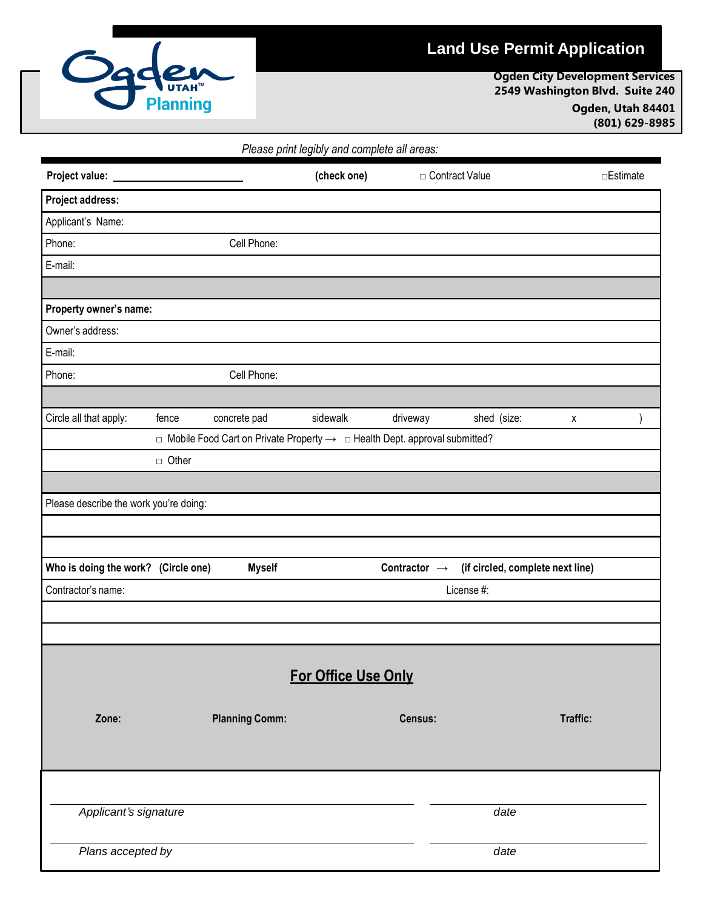Ogden UTAH™ Planning

# Land Use Permit Application

**Ogden City Development Services**
**2549 Washington Blvd. Suite 240**
**Ogden, Utah 84401**
**(801) 629-8985**

*Please print legibly and complete all areas:*

**Project value:** ____________________ **(check one)** □ Contract Value □Estimate

**Project address:**

Applicant's Name:

Phone: Cell Phone:

E-mail:

**Property owner's name:**

Owner's address:

E-mail:

Phone: Cell Phone:

Circle all that apply: fence concrete pad sidewalk driveway shed (size: x )

□ Mobile Food Cart on Private Property → □ Health Dept. approval submitted?

□ Other

Please describe the work you're doing:

**Who is doing the work? (Circle one) Myself Contractor → (if circled, complete next line)**

Contractor's name: License #:

## For Office Use Only

| **Zone:** | **Planning Comm:** | **Census:** | **Traffic:** |
|---|---|---|---|
| | | | |

_______________________________ _______________
*Applicant's signature* *date*

_______________________________ _______________
*Plans accepted by* *date*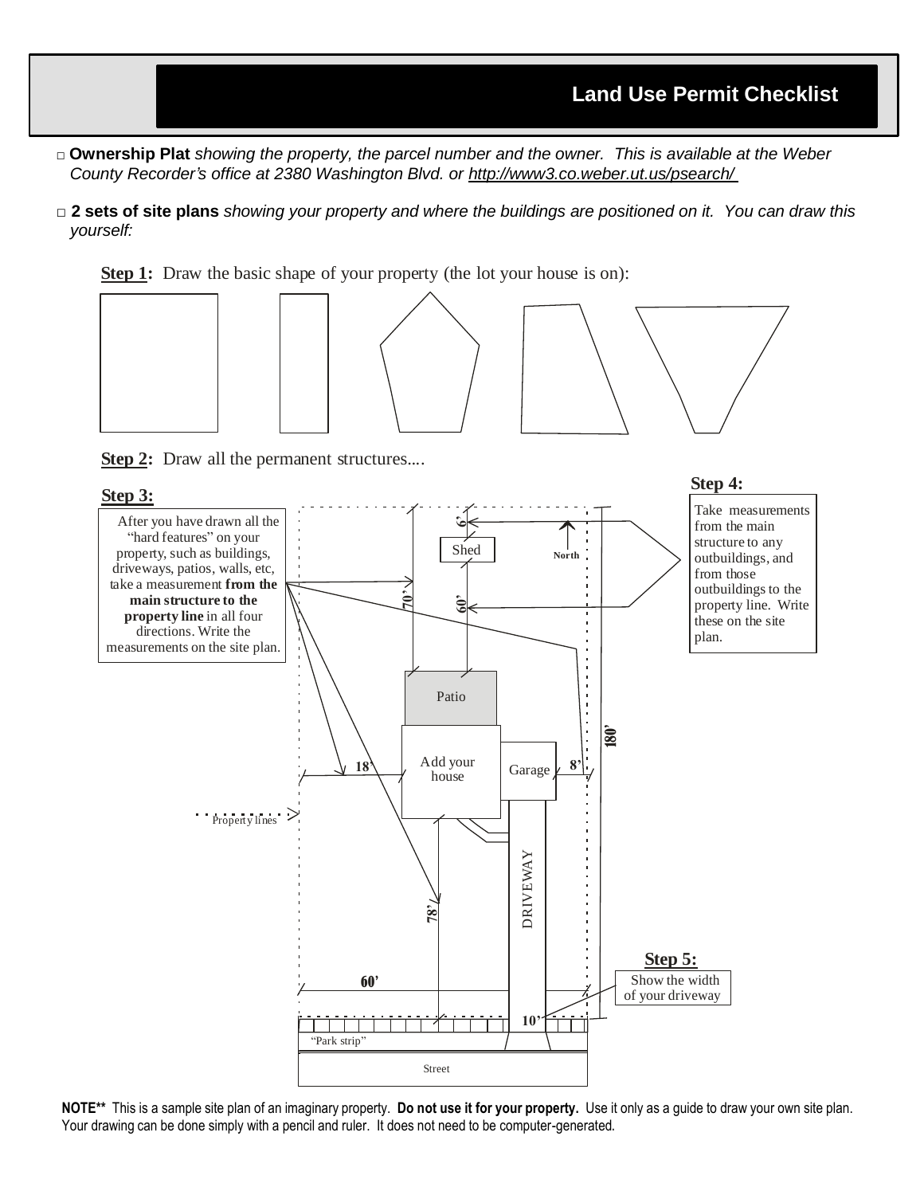## Land Use Permit Checklist

- □ **Ownership Plat** *showing the property, the parcel number and the owner. This is available at the Weber County Recorder's office at 2380 Washington Blvd. or http://www3.co.weber.ut.us/psearch/*

- □ **2 sets of site plans** *showing your property and where the buildings are positioned on it. You can draw this yourself:*

**Step 1:** Draw the basic shape of your property (the lot your house is on):

**Step 2:** Draw all the permanent structures....

**Step 3:**

After you have drawn all the "hard features" on your property, such as buildings, driveways, patios, walls, etc, take a measurement **from the main structure to the property line** in all four directions. Write the measurements on the site plan.

**Step 4:**

Take measurements from the main structure to any outbuildings, and from those outbuildings to the property line. Write these on the site plan.

**Step 5:**

Show the width of your driveway

6'
Shed
North
70'
60'
Patio
180'
18'
Add your house
Garage
8'
Property lines
DRIVEWAY
78'
60'
10'
"Park strip"
Street

**NOTE\*\*** This is a sample site plan of an imaginary property. **Do not use it for your property.** Use it only as a guide to draw your own site plan. Your drawing can be done simply with a pencil and ruler. It does not need to be computer-generated.